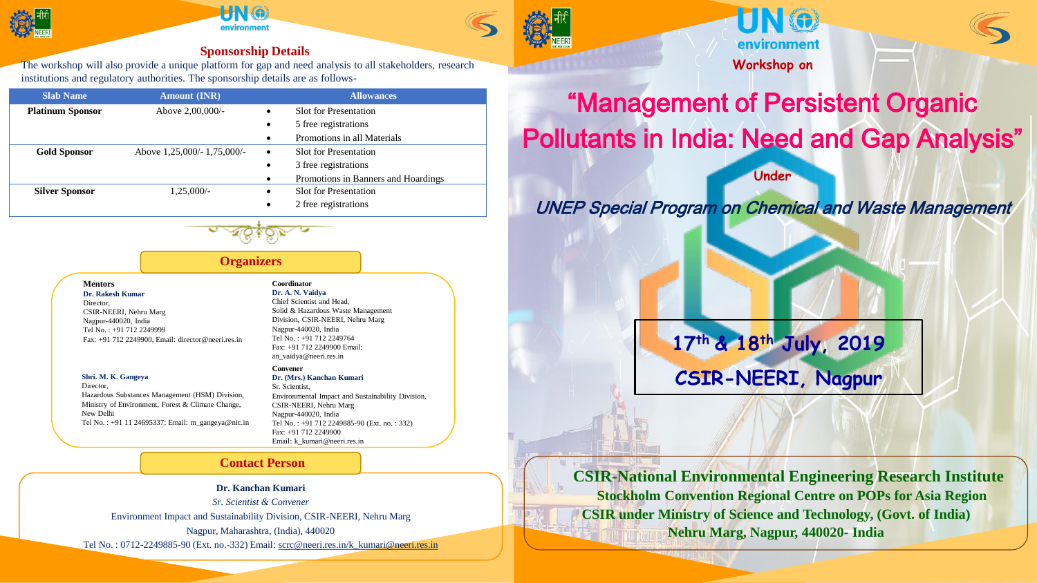## Sponsorship Details

The workshop will also provide a unique platform for gap and need analysis to all stakeholders, research institutions and regulatory authorities. The sponsorship details are as follows-

| Slab Name | Amount (INR) | Allowances |
|---|---|---|
| **Platinum Sponsor** | Above 2,00,000/- | • Slot for Presentation<br>• 5 free registrations<br>• Promotions in all Materials |
| **Gold Sponsor** | Above 1,25,000/- 1,75,000/- | • Slot for Presentation<br>• 3 free registrations<br>• Promotions in Banners and Hoardings |
| **Silver Sponsor** | 1,25,000/- | • Slot for Presentation<br>• 2 free registrations |

## Organizers

**Mentors**

**Dr. Rakesh Kumar**
Director,
CSIR-NEERI, Nehru Marg
Nagpur-440020, India
Tel No. : +91 712 2249999
Fax: +91 712 2249900, Email: director@neeri.res.in

**Shri. M. K. Gangeya**
Director,
Hazardous Substances Management (HSM) Division,
Ministry of Environment, Forest & Climate Change,
New Delhi
Tel No. : +91 11 24695337; Email: m_gangeya@nic.in

**Coordinator**

**Dr. A. N. Vaidya**
Chief Scientist and Head,
Solid & Hazardous Waste Management Division, CSIR-NEERI, Nehru Marg
Nagpur-440020, India
Tel No. : +91 712 2249764
Fax: +91 712 2249900 Email: an_vaidya@neeri.res.in

**Convener**

**Dr. (Mrs.) Kanchan Kumari**
Sr. Scientist,
Environmental Impact and Sustainability Division,
CSIR-NEERI, Nehru Marg
Nagpur-440020, India
Tel No. : +91 712 2249885-90 (Ext. no. : 332)
Fax: +91 712 2249900
Email: k_kumari@neeri.res.in

## Contact Person

**Dr. Kanchan Kumari**
*Sr. Scientist & Convener*
Environment Impact and Sustainability Division, CSIR-NEERI, Nehru Marg
Nagpur, Maharashtra, (India), 440020
Tel No. : 0712-2249885-90 (Ext. no.-332) Email: scrc@neeri.res.in/k_kumari@neeri.res.in

---

UN environment

**Workshop on**

# "Management of Persistent Organic Pollutants in India: Need and Gap Analysis"

**Under**

***UNEP Special Program on Chemical and Waste Management***

**17th & 18th July, 2019**
**CSIR-NEERI, Nagpur**

**CSIR-National Environmental Engineering Research Institute**
**Stockholm Convention Regional Centre on POPs for Asia Region**
**CSIR under Ministry of Science and Technology, (Govt. of India)**
**Nehru Marg, Nagpur, 440020- India**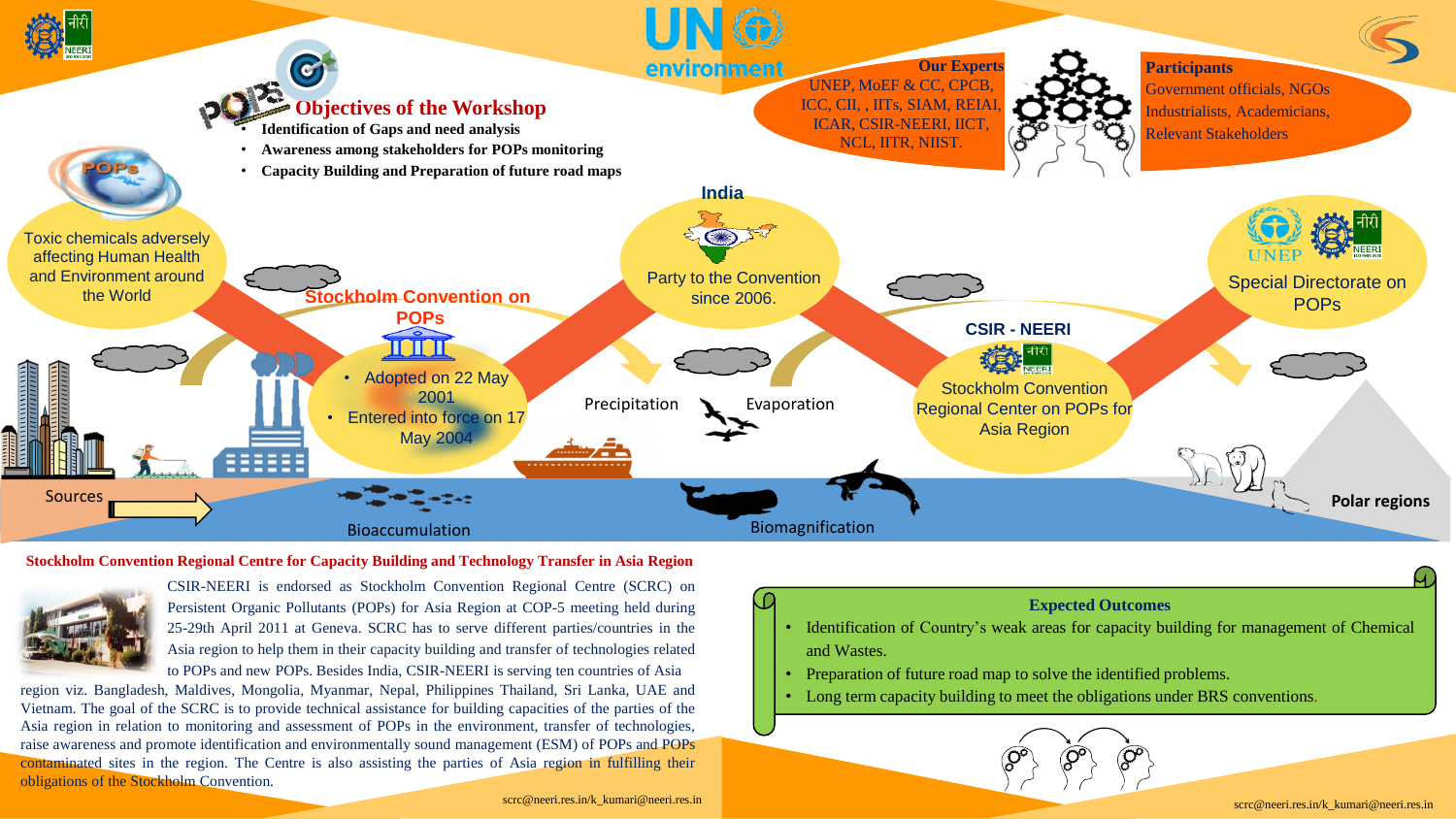## Objectives of the Workshop

- Identification of Gaps and need analysis
- Awareness among stakeholders for POPs monitoring
- Capacity Building and Preparation of future road maps

**Our Experts**
UNEP, MoEF & CC, CPCB, ICC, CII, , IITs, SIAM, REIAI, ICAR, CSIR-NEERI, IICT, NCL, IITR, NIIST.

**Participants**
Government officials, NGOs Industrialists, Academicians, Relevant Stakeholders

Toxic chemicals adversely affecting Human Health and Environment around the World

**Stockholm Convention on POPs**

- Adopted on 22 May 2001
- Entered into force on 17 May 2004

**India**
Party to the Convention since 2006.

**CSIR - NEERI**
Stockholm Convention Regional Center on POPs for Asia Region

Special Directorate on POPs

Precipitation

Evaporation

Sources

Bioaccumulation

Biomagnification

Polar regions

### Stockholm Convention Regional Centre for Capacity Building and Technology Transfer in Asia Region

CSIR-NEERI is endorsed as Stockholm Convention Regional Centre (SCRC) on Persistent Organic Pollutants (POPs) for Asia Region at COP-5 meeting held during 25-29th April 2011 at Geneva. SCRC has to serve different parties/countries in the Asia region to help them in their capacity building and transfer of technologies related to POPs and new POPs. Besides India, CSIR-NEERI is serving ten countries of Asia region viz. Bangladesh, Maldives, Mongolia, Myanmar, Nepal, Philippines Thailand, Sri Lanka, UAE and Vietnam. The goal of the SCRC is to provide technical assistance for building capacities of the parties of the Asia region in relation to monitoring and assessment of POPs in the environment, transfer of technologies, raise awareness and promote identification and environmentally sound management (ESM) of POPs and POPs contaminated sites in the region. The Centre is also assisting the parties of Asia region in fulfilling their obligations of the Stockholm Convention.

### Expected Outcomes

- Identification of Country's weak areas for capacity building for management of Chemical and Wastes.
- Preparation of future road map to solve the identified problems.
- Long term capacity building to meet the obligations under BRS conventions.

scrc@neeri.res.in/k_kumari@neeri.res.in